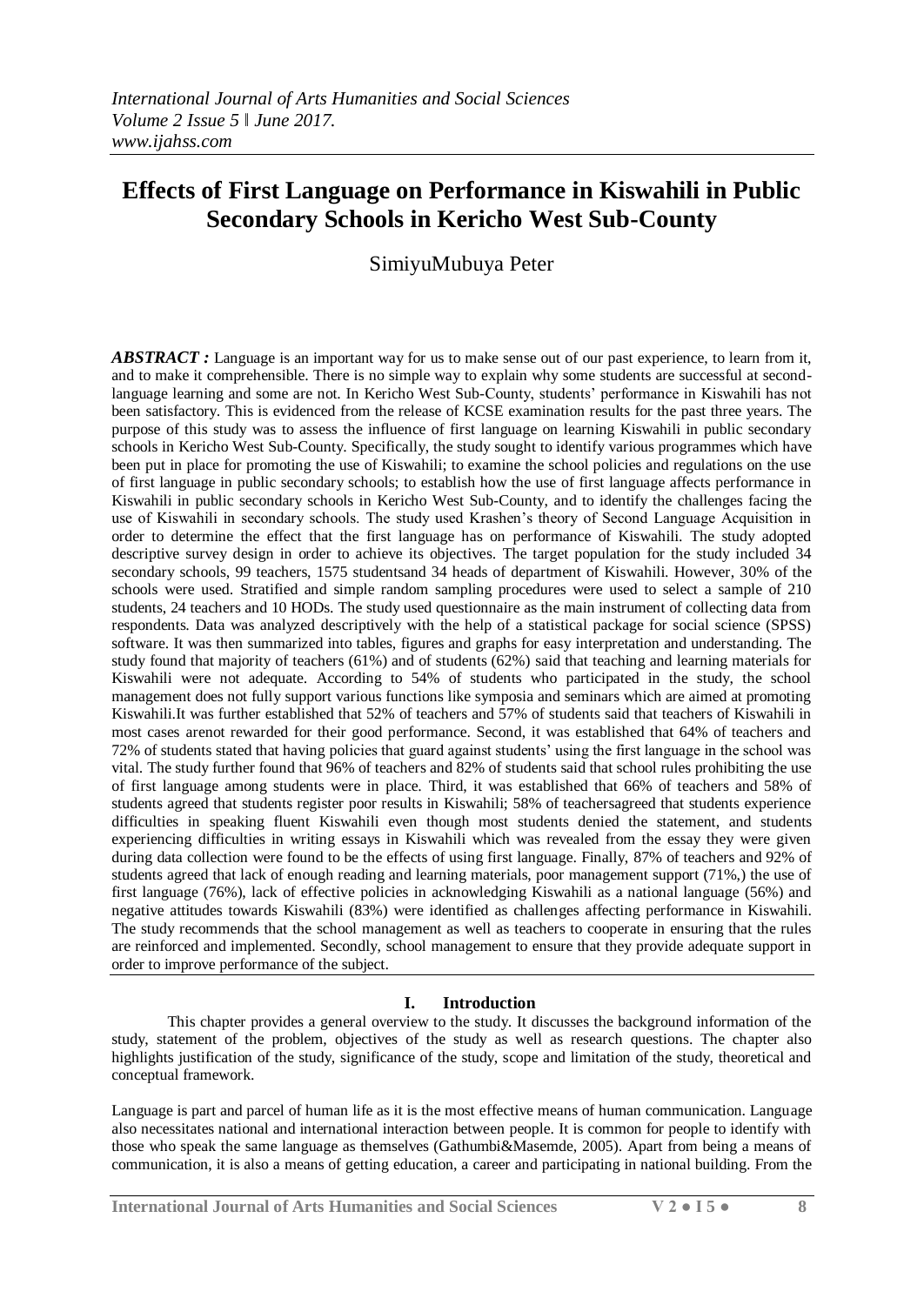# Effects of First Language on Performance in Kiswahili in Public Secondary Schools in Kericho West Sub-County

SimiyuMubuya Peter

***ABSTRACT :*** Language is an important way for us to make sense out of our past experience, to learn from it, and to make it comprehensible. There is no simple way to explain why some students are successful at second-language learning and some are not. In Kericho West Sub-County, students' performance in Kiswahili has not been satisfactory. This is evidenced from the release of KCSE examination results for the past three years. The purpose of this study was to assess the influence of first language on learning Kiswahili in public secondary schools in Kericho West Sub-County. Specifically, the study sought to identify various programmes which have been put in place for promoting the use of Kiswahili; to examine the school policies and regulations on the use of first language in public secondary schools; to establish how the use of first language affects performance in Kiswahili in public secondary schools in Kericho West Sub-County, and to identify the challenges facing the use of Kiswahili in secondary schools. The study used Krashen's theory of Second Language Acquisition in order to determine the effect that the first language has on performance of Kiswahili. The study adopted descriptive survey design in order to achieve its objectives. The target population for the study included 34 secondary schools, 99 teachers, 1575 studentsand 34 heads of department of Kiswahili. However, 30% of the schools were used. Stratified and simple random sampling procedures were used to select a sample of 210 students, 24 teachers and 10 HODs. The study used questionnaire as the main instrument of collecting data from respondents. Data was analyzed descriptively with the help of a statistical package for social science (SPSS) software. It was then summarized into tables, figures and graphs for easy interpretation and understanding. The study found that majority of teachers (61%) and of students (62%) said that teaching and learning materials for Kiswahili were not adequate. According to 54% of students who participated in the study, the school management does not fully support various functions like symposia and seminars which are aimed at promoting Kiswahili.It was further established that 52% of teachers and 57% of students said that teachers of Kiswahili in most cases arenot rewarded for their good performance. Second, it was established that 64% of teachers and 72% of students stated that having policies that guard against students' using the first language in the school was vital. The study further found that 96% of teachers and 82% of students said that school rules prohibiting the use of first language among students were in place. Third, it was established that 66% of teachers and 58% of students agreed that students register poor results in Kiswahili; 58% of teachersagreed that students experience difficulties in speaking fluent Kiswahili even though most students denied the statement, and students experiencing difficulties in writing essays in Kiswahili which was revealed from the essay they were given during data collection were found to be the effects of using first language. Finally, 87% of teachers and 92% of students agreed that lack of enough reading and learning materials, poor management support (71%,) the use of first language (76%), lack of effective policies in acknowledging Kiswahili as a national language (56%) and negative attitudes towards Kiswahili (83%) were identified as challenges affecting performance in Kiswahili. The study recommends that the school management as well as teachers to cooperate in ensuring that the rules are reinforced and implemented. Secondly, school management to ensure that they provide adequate support in order to improve performance of the subject.

## I. Introduction

This chapter provides a general overview to the study. It discusses the background information of the study, statement of the problem, objectives of the study as well as research questions. The chapter also highlights justification of the study, significance of the study, scope and limitation of the study, theoretical and conceptual framework.

Language is part and parcel of human life as it is the most effective means of human communication. Language also necessitates national and international interaction between people. It is common for people to identify with those who speak the same language as themselves (Gathumbi&Masemde, 2005). Apart from being a means of communication, it is also a means of getting education, a career and participating in national building. From the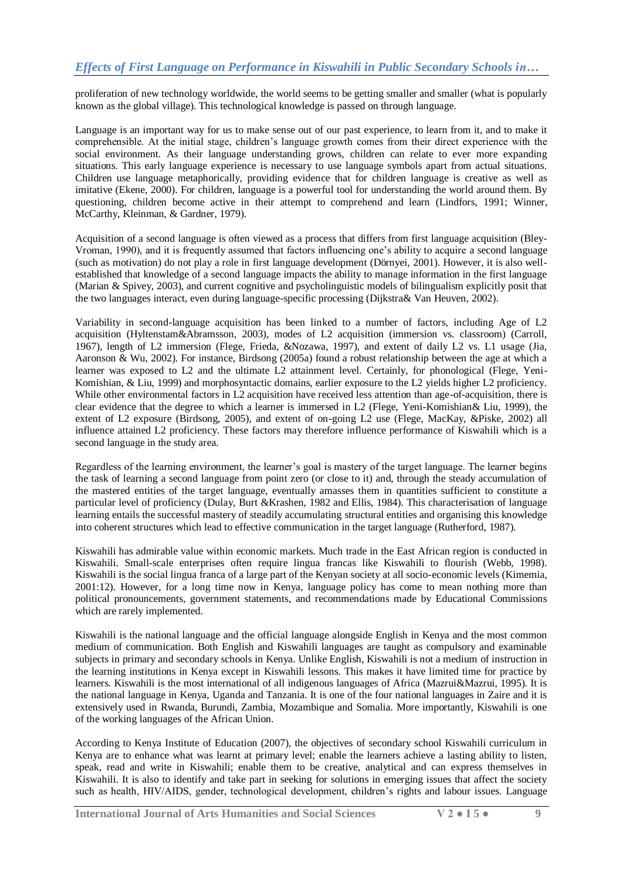proliferation of new technology worldwide, the world seems to be getting smaller and smaller (what is popularly known as the global village). This technological knowledge is passed on through language.

Language is an important way for us to make sense out of our past experience, to learn from it, and to make it comprehensible. At the initial stage, children's language growth comes from their direct experience with the social environment. As their language understanding grows, children can relate to ever more expanding situations. This early language experience is necessary to use language symbols apart from actual situations. Children use language metaphorically, providing evidence that for children language is creative as well as imitative (Ekene, 2000). For children, language is a powerful tool for understanding the world around them. By questioning, children become active in their attempt to comprehend and learn (Lindfors, 1991; Winner, McCarthy, Kleinman, & Gardner, 1979).

Acquisition of a second language is often viewed as a process that differs from first language acquisition (Bley-Vroman, 1990), and it is frequently assumed that factors influencing one's ability to acquire a second language (such as motivation) do not play a role in first language development (Dörnyei, 2001). However, it is also well-established that knowledge of a second language impacts the ability to manage information in the first language (Marian & Spivey, 2003), and current cognitive and psycholinguistic models of bilingualism explicitly posit that the two languages interact, even during language-specific processing (Dijkstra& Van Heuven, 2002).

Variability in second-language acquisition has been linked to a number of factors, including Age of L2 acquisition (Hyltenstam&Abramsson, 2003), modes of L2 acquisition (immersion vs. classroom) (Carroll, 1967), length of L2 immersion (Flege, Frieda, &Nozawa, 1997), and extent of daily L2 vs. L1 usage (Jia, Aaronson & Wu, 2002). For instance, Birdsong (2005a) found a robust relationship between the age at which a learner was exposed to L2 and the ultimate L2 attainment level. Certainly, for phonological (Flege, Yeni-Komishian, & Liu, 1999) and morphosyntactic domains, earlier exposure to the L2 yields higher L2 proficiency. While other environmental factors in L2 acquisition have received less attention than age-of-acquisition, there is clear evidence that the degree to which a learner is immersed in L2 (Flege, Yeni-Komishian& Liu, 1999), the extent of L2 exposure (Birdsong, 2005), and extent of on-going L2 use (Flege, MacKay, &Piske, 2002) all influence attained L2 proficiency. These factors may therefore influence performance of Kiswahili which is a second language in the study area.

Regardless of the learning environment, the learner's goal is mastery of the target language. The learner begins the task of learning a second language from point zero (or close to it) and, through the steady accumulation of the mastered entities of the target language, eventually amasses them in quantities sufficient to constitute a particular level of proficiency (Dulay, Burt &Krashen, 1982 and Ellis, 1984). This characterisation of language learning entails the successful mastery of steadily accumulating structural entities and organising this knowledge into coherent structures which lead to effective communication in the target language (Rutherford, 1987).

Kiswahili has admirable value within economic markets. Much trade in the East African region is conducted in Kiswahili. Small-scale enterprises often require lingua francas like Kiswahili to flourish (Webb, 1998). Kiswahili is the social lingua franca of a large part of the Kenyan society at all socio-economic levels (Kimemia, 2001:12). However, for a long time now in Kenya, language policy has come to mean nothing more than political pronouncements, government statements, and recommendations made by Educational Commissions which are rarely implemented.

Kiswahili is the national language and the official language alongside English in Kenya and the most common medium of communication. Both English and Kiswahili languages are taught as compulsory and examinable subjects in primary and secondary schools in Kenya. Unlike English, Kiswahili is not a medium of instruction in the learning institutions in Kenya except in Kiswahili lessons. This makes it have limited time for practice by learners. Kiswahili is the most international of all indigenous languages of Africa (Mazrui&Mazrui, 1995). It is the national language in Kenya, Uganda and Tanzania. It is one of the four national languages in Zaire and it is extensively used in Rwanda, Burundi, Zambia, Mozambique and Somalia. More importantly, Kiswahili is one of the working languages of the African Union.

According to Kenya Institute of Education (2007), the objectives of secondary school Kiswahili curriculum in Kenya are to enhance what was learnt at primary level; enable the learners achieve a lasting ability to listen, speak, read and write in Kiswahili; enable them to be creative, analytical and can express themselves in Kiswahili. It is also to identify and take part in seeking for solutions in emerging issues that affect the society such as health, HIV/AIDS, gender, technological development, children's rights and labour issues. Language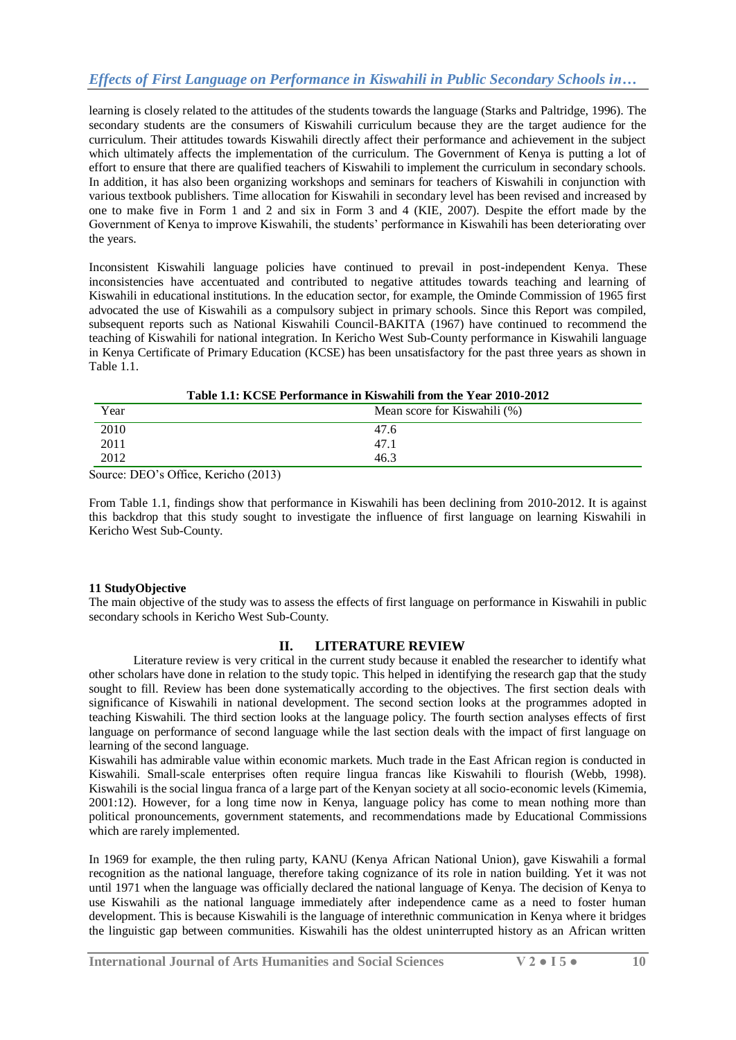learning is closely related to the attitudes of the students towards the language (Starks and Paltridge, 1996). The secondary students are the consumers of Kiswahili curriculum because they are the target audience for the curriculum. Their attitudes towards Kiswahili directly affect their performance and achievement in the subject which ultimately affects the implementation of the curriculum. The Government of Kenya is putting a lot of effort to ensure that there are qualified teachers of Kiswahili to implement the curriculum in secondary schools. In addition, it has also been organizing workshops and seminars for teachers of Kiswahili in conjunction with various textbook publishers. Time allocation for Kiswahili in secondary level has been revised and increased by one to make five in Form 1 and 2 and six in Form 3 and 4 (KIE, 2007). Despite the effort made by the Government of Kenya to improve Kiswahili, the students' performance in Kiswahili has been deteriorating over the years.

Inconsistent Kiswahili language policies have continued to prevail in post-independent Kenya. These inconsistencies have accentuated and contributed to negative attitudes towards teaching and learning of Kiswahili in educational institutions. In the education sector, for example, the Ominde Commission of 1965 first advocated the use of Kiswahili as a compulsory subject in primary schools. Since this Report was compiled, subsequent reports such as National Kiswahili Council-BAKITA (1967) have continued to recommend the teaching of Kiswahili for national integration. In Kericho West Sub-County performance in Kiswahili language in Kenya Certificate of Primary Education (KCSE) has been unsatisfactory for the past three years as shown in Table 1.1.

**Table 1.1: KCSE Performance in Kiswahili from the Year 2010-2012**

| Year | Mean score for Kiswahili (%) |
|---|---|
| 2010 | 47.6 |
| 2011 | 47.1 |
| 2012 | 46.3 |

Source: DEO's Office, Kericho (2013)

From Table 1.1, findings show that performance in Kiswahili has been declining from 2010-2012. It is against this backdrop that this study sought to investigate the influence of first language on learning Kiswahili in Kericho West Sub-County.

### 11 StudyObjective

The main objective of the study was to assess the effects of first language on performance in Kiswahili in public secondary schools in Kericho West Sub-County.

## II. LITERATURE REVIEW

Literature review is very critical in the current study because it enabled the researcher to identify what other scholars have done in relation to the study topic. This helped in identifying the research gap that the study sought to fill. Review has been done systematically according to the objectives. The first section deals with significance of Kiswahili in national development. The second section looks at the programmes adopted in teaching Kiswahili. The third section looks at the language policy. The fourth section analyses effects of first language on performance of second language while the last section deals with the impact of first language on learning of the second language.

Kiswahili has admirable value within economic markets. Much trade in the East African region is conducted in Kiswahili. Small-scale enterprises often require lingua francas like Kiswahili to flourish (Webb, 1998). Kiswahili is the social lingua franca of a large part of the Kenyan society at all socio-economic levels (Kimemia, 2001:12). However, for a long time now in Kenya, language policy has come to mean nothing more than political pronouncements, government statements, and recommendations made by Educational Commissions which are rarely implemented.

In 1969 for example, the then ruling party, KANU (Kenya African National Union), gave Kiswahili a formal recognition as the national language, therefore taking cognizance of its role in nation building. Yet it was not until 1971 when the language was officially declared the national language of Kenya. The decision of Kenya to use Kiswahili as the national language immediately after independence came as a need to foster human development. This is because Kiswahili is the language of interethnic communication in Kenya where it bridges the linguistic gap between communities. Kiswahili has the oldest uninterrupted history as an African written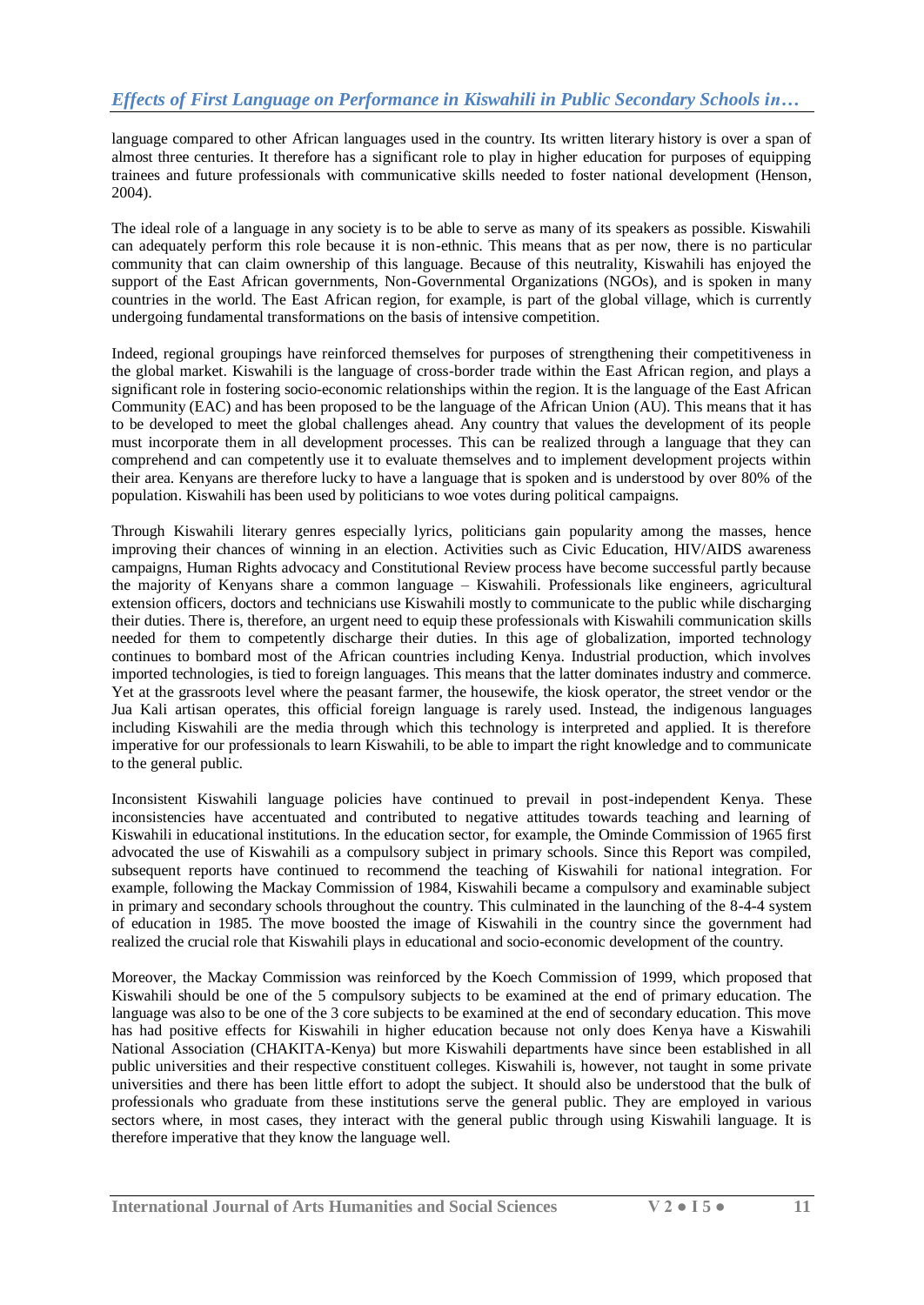language compared to other African languages used in the country. Its written literary history is over a span of almost three centuries. It therefore has a significant role to play in higher education for purposes of equipping trainees and future professionals with communicative skills needed to foster national development (Henson, 2004).

The ideal role of a language in any society is to be able to serve as many of its speakers as possible. Kiswahili can adequately perform this role because it is non-ethnic. This means that as per now, there is no particular community that can claim ownership of this language. Because of this neutrality, Kiswahili has enjoyed the support of the East African governments, Non-Governmental Organizations (NGOs), and is spoken in many countries in the world. The East African region, for example, is part of the global village, which is currently undergoing fundamental transformations on the basis of intensive competition.

Indeed, regional groupings have reinforced themselves for purposes of strengthening their competitiveness in the global market. Kiswahili is the language of cross-border trade within the East African region, and plays a significant role in fostering socio-economic relationships within the region. It is the language of the East African Community (EAC) and has been proposed to be the language of the African Union (AU). This means that it has to be developed to meet the global challenges ahead. Any country that values the development of its people must incorporate them in all development processes. This can be realized through a language that they can comprehend and can competently use it to evaluate themselves and to implement development projects within their area. Kenyans are therefore lucky to have a language that is spoken and is understood by over 80% of the population. Kiswahili has been used by politicians to woe votes during political campaigns.

Through Kiswahili literary genres especially lyrics, politicians gain popularity among the masses, hence improving their chances of winning in an election. Activities such as Civic Education, HIV/AIDS awareness campaigns, Human Rights advocacy and Constitutional Review process have become successful partly because the majority of Kenyans share a common language – Kiswahili. Professionals like engineers, agricultural extension officers, doctors and technicians use Kiswahili mostly to communicate to the public while discharging their duties. There is, therefore, an urgent need to equip these professionals with Kiswahili communication skills needed for them to competently discharge their duties. In this age of globalization, imported technology continues to bombard most of the African countries including Kenya. Industrial production, which involves imported technologies, is tied to foreign languages. This means that the latter dominates industry and commerce. Yet at the grassroots level where the peasant farmer, the housewife, the kiosk operator, the street vendor or the Jua Kali artisan operates, this official foreign language is rarely used. Instead, the indigenous languages including Kiswahili are the media through which this technology is interpreted and applied. It is therefore imperative for our professionals to learn Kiswahili, to be able to impart the right knowledge and to communicate to the general public.

Inconsistent Kiswahili language policies have continued to prevail in post-independent Kenya. These inconsistencies have accentuated and contributed to negative attitudes towards teaching and learning of Kiswahili in educational institutions. In the education sector, for example, the Ominde Commission of 1965 first advocated the use of Kiswahili as a compulsory subject in primary schools. Since this Report was compiled, subsequent reports have continued to recommend the teaching of Kiswahili for national integration. For example, following the Mackay Commission of 1984, Kiswahili became a compulsory and examinable subject in primary and secondary schools throughout the country. This culminated in the launching of the 8-4-4 system of education in 1985. The move boosted the image of Kiswahili in the country since the government had realized the crucial role that Kiswahili plays in educational and socio-economic development of the country.

Moreover, the Mackay Commission was reinforced by the Koech Commission of 1999, which proposed that Kiswahili should be one of the 5 compulsory subjects to be examined at the end of primary education. The language was also to be one of the 3 core subjects to be examined at the end of secondary education. This move has had positive effects for Kiswahili in higher education because not only does Kenya have a Kiswahili National Association (CHAKITA-Kenya) but more Kiswahili departments have since been established in all public universities and their respective constituent colleges. Kiswahili is, however, not taught in some private universities and there has been little effort to adopt the subject. It should also be understood that the bulk of professionals who graduate from these institutions serve the general public. They are employed in various sectors where, in most cases, they interact with the general public through using Kiswahili language. It is therefore imperative that they know the language well.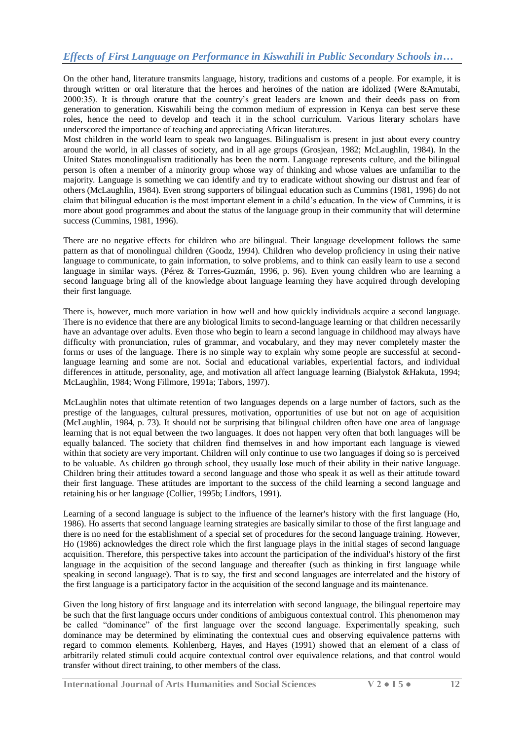On the other hand, literature transmits language, history, traditions and customs of a people. For example, it is through written or oral literature that the heroes and heroines of the nation are idolized (Were &Amutabi, 2000:35). It is through orature that the country's great leaders are known and their deeds pass on from generation to generation. Kiswahili being the common medium of expression in Kenya can best serve these roles, hence the need to develop and teach it in the school curriculum. Various literary scholars have underscored the importance of teaching and appreciating African literatures.

Most children in the world learn to speak two languages. Bilingualism is present in just about every country around the world, in all classes of society, and in all age groups (Grosjean, 1982; McLaughlin, 1984). In the United States monolingualism traditionally has been the norm. Language represents culture, and the bilingual person is often a member of a minority group whose way of thinking and whose values are unfamiliar to the majority. Language is something we can identify and try to eradicate without showing our distrust and fear of others (McLaughlin, 1984). Even strong supporters of bilingual education such as Cummins (1981, 1996) do not claim that bilingual education is the most important element in a child's education. In the view of Cummins, it is more about good programmes and about the status of the language group in their community that will determine success (Cummins, 1981, 1996).

There are no negative effects for children who are bilingual. Their language development follows the same pattern as that of monolingual children (Goodz, 1994). Children who develop proficiency in using their native language to communicate, to gain information, to solve problems, and to think can easily learn to use a second language in similar ways. (Pérez & Torres-Guzmán, 1996, p. 96). Even young children who are learning a second language bring all of the knowledge about language learning they have acquired through developing their first language.

There is, however, much more variation in how well and how quickly individuals acquire a second language. There is no evidence that there are any biological limits to second-language learning or that children necessarily have an advantage over adults. Even those who begin to learn a second language in childhood may always have difficulty with pronunciation, rules of grammar, and vocabulary, and they may never completely master the forms or uses of the language. There is no simple way to explain why some people are successful at second-language learning and some are not. Social and educational variables, experiential factors, and individual differences in attitude, personality, age, and motivation all affect language learning (Bialystok &Hakuta, 1994; McLaughlin, 1984; Wong Fillmore, 1991a; Tabors, 1997).

McLaughlin notes that ultimate retention of two languages depends on a large number of factors, such as the prestige of the languages, cultural pressures, motivation, opportunities of use but not on age of acquisition (McLaughlin, 1984, p. 73). It should not be surprising that bilingual children often have one area of language learning that is not equal between the two languages. It does not happen very often that both languages will be equally balanced. The society that children find themselves in and how important each language is viewed within that society are very important. Children will only continue to use two languages if doing so is perceived to be valuable. As children go through school, they usually lose much of their ability in their native language. Children bring their attitudes toward a second language and those who speak it as well as their attitude toward their first language. These attitudes are important to the success of the child learning a second language and retaining his or her language (Collier, 1995b; Lindfors, 1991).

Learning of a second language is subject to the influence of the learner's history with the first language (Ho, 1986). Ho asserts that second language learning strategies are basically similar to those of the first language and there is no need for the establishment of a special set of procedures for the second language training. However, Ho (1986) acknowledges the direct role which the first language plays in the initial stages of second language acquisition. Therefore, this perspective takes into account the participation of the individual's history of the first language in the acquisition of the second language and thereafter (such as thinking in first language while speaking in second language). That is to say, the first and second languages are interrelated and the history of the first language is a participatory factor in the acquisition of the second language and its maintenance.

Given the long history of first language and its interrelation with second language, the bilingual repertoire may be such that the first language occurs under conditions of ambiguous contextual control. This phenomenon may be called "dominance" of the first language over the second language. Experimentally speaking, such dominance may be determined by eliminating the contextual cues and observing equivalence patterns with regard to common elements. Kohlenberg, Hayes, and Hayes (1991) showed that an element of a class of arbitrarily related stimuli could acquire contextual control over equivalence relations, and that control would transfer without direct training, to other members of the class.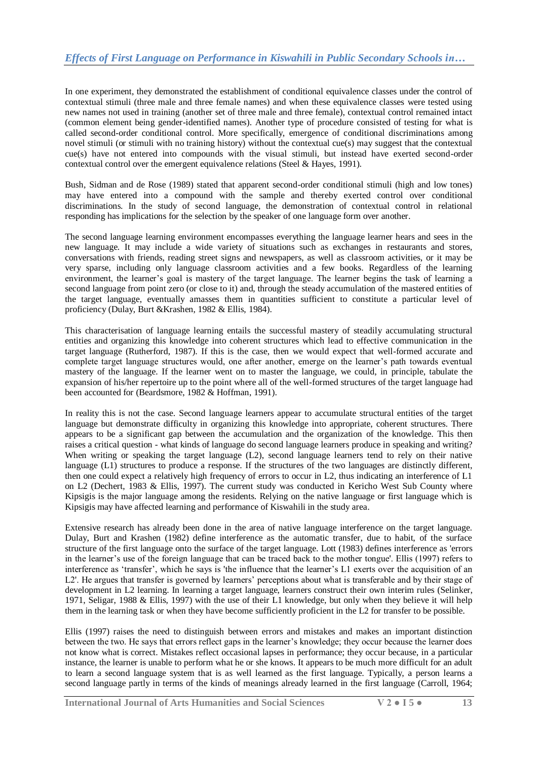In one experiment, they demonstrated the establishment of conditional equivalence classes under the control of contextual stimuli (three male and three female names) and when these equivalence classes were tested using new names not used in training (another set of three male and three female), contextual control remained intact (common element being gender-identified names). Another type of procedure consisted of testing for what is called second-order conditional control. More specifically, emergence of conditional discriminations among novel stimuli (or stimuli with no training history) without the contextual cue(s) may suggest that the contextual cue(s) have not entered into compounds with the visual stimuli, but instead have exerted second-order contextual control over the emergent equivalence relations (Steel & Hayes, 1991).

Bush, Sidman and de Rose (1989) stated that apparent second-order conditional stimuli (high and low tones) may have entered into a compound with the sample and thereby exerted control over conditional discriminations. In the study of second language, the demonstration of contextual control in relational responding has implications for the selection by the speaker of one language form over another.

The second language learning environment encompasses everything the language learner hears and sees in the new language. It may include a wide variety of situations such as exchanges in restaurants and stores, conversations with friends, reading street signs and newspapers, as well as classroom activities, or it may be very sparse, including only language classroom activities and a few books. Regardless of the learning environment, the learner's goal is mastery of the target language. The learner begins the task of learning a second language from point zero (or close to it) and, through the steady accumulation of the mastered entities of the target language, eventually amasses them in quantities sufficient to constitute a particular level of proficiency (Dulay, Burt &Krashen, 1982 & Ellis, 1984).

This characterisation of language learning entails the successful mastery of steadily accumulating structural entities and organizing this knowledge into coherent structures which lead to effective communication in the target language (Rutherford, 1987). If this is the case, then we would expect that well-formed accurate and complete target language structures would, one after another, emerge on the learner's path towards eventual mastery of the language. If the learner went on to master the language, we could, in principle, tabulate the expansion of his/her repertoire up to the point where all of the well-formed structures of the target language had been accounted for (Beardsmore, 1982 & Hoffman, 1991).

In reality this is not the case. Second language learners appear to accumulate structural entities of the target language but demonstrate difficulty in organizing this knowledge into appropriate, coherent structures. There appears to be a significant gap between the accumulation and the organization of the knowledge. This then raises a critical question - what kinds of language do second language learners produce in speaking and writing? When writing or speaking the target language (L2), second language learners tend to rely on their native language (L1) structures to produce a response. If the structures of the two languages are distinctly different, then one could expect a relatively high frequency of errors to occur in L2, thus indicating an interference of L1 on L2 (Dechert, 1983 & Ellis, 1997). The current study was conducted in Kericho West Sub County where Kipsigis is the major language among the residents. Relying on the native language or first language which is Kipsigis may have affected learning and performance of Kiswahili in the study area.

Extensive research has already been done in the area of native language interference on the target language. Dulay, Burt and Krashen (1982) define interference as the automatic transfer, due to habit, of the surface structure of the first language onto the surface of the target language. Lott (1983) defines interference as 'errors in the learner's use of the foreign language that can be traced back to the mother tongue'. Ellis (1997) refers to interference as 'transfer', which he says is 'the influence that the learner's L1 exerts over the acquisition of an L2'. He argues that transfer is governed by learners' perceptions about what is transferable and by their stage of development in L2 learning. In learning a target language, learners construct their own interim rules (Selinker, 1971, Seligar, 1988 & Ellis, 1997) with the use of their L1 knowledge, but only when they believe it will help them in the learning task or when they have become sufficiently proficient in the L2 for transfer to be possible.

Ellis (1997) raises the need to distinguish between errors and mistakes and makes an important distinction between the two. He says that errors reflect gaps in the learner's knowledge; they occur because the learner does not know what is correct. Mistakes reflect occasional lapses in performance; they occur because, in a particular instance, the learner is unable to perform what he or she knows. It appears to be much more difficult for an adult to learn a second language system that is as well learned as the first language. Typically, a person learns a second language partly in terms of the kinds of meanings already learned in the first language (Carroll, 1964;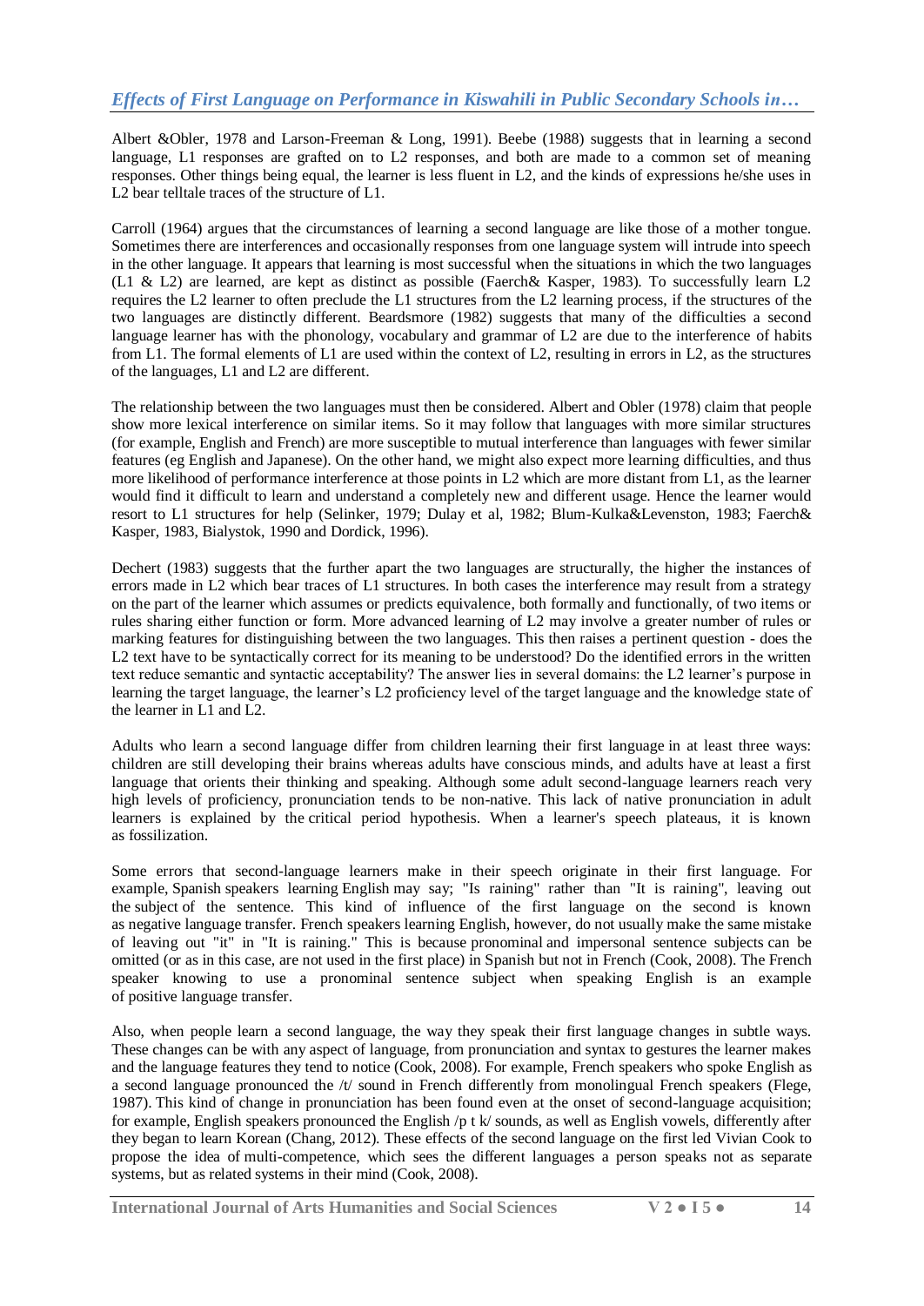Albert &Obler, 1978 and Larson-Freeman & Long, 1991). Beebe (1988) suggests that in learning a second language, L1 responses are grafted on to L2 responses, and both are made to a common set of meaning responses. Other things being equal, the learner is less fluent in L2, and the kinds of expressions he/she uses in L2 bear telltale traces of the structure of L1.

Carroll (1964) argues that the circumstances of learning a second language are like those of a mother tongue. Sometimes there are interferences and occasionally responses from one language system will intrude into speech in the other language. It appears that learning is most successful when the situations in which the two languages (L1 & L2) are learned, are kept as distinct as possible (Faerch& Kasper, 1983). To successfully learn L2 requires the L2 learner to often preclude the L1 structures from the L2 learning process, if the structures of the two languages are distinctly different. Beardsmore (1982) suggests that many of the difficulties a second language learner has with the phonology, vocabulary and grammar of L2 are due to the interference of habits from L1. The formal elements of L1 are used within the context of L2, resulting in errors in L2, as the structures of the languages, L1 and L2 are different.

The relationship between the two languages must then be considered. Albert and Obler (1978) claim that people show more lexical interference on similar items. So it may follow that languages with more similar structures (for example, English and French) are more susceptible to mutual interference than languages with fewer similar features (eg English and Japanese). On the other hand, we might also expect more learning difficulties, and thus more likelihood of performance interference at those points in L2 which are more distant from L1, as the learner would find it difficult to learn and understand a completely new and different usage. Hence the learner would resort to L1 structures for help (Selinker, 1979; Dulay et al, 1982; Blum-Kulka&Levenston, 1983; Faerch& Kasper, 1983, Bialystok, 1990 and Dordick, 1996).

Dechert (1983) suggests that the further apart the two languages are structurally, the higher the instances of errors made in L2 which bear traces of L1 structures. In both cases the interference may result from a strategy on the part of the learner which assumes or predicts equivalence, both formally and functionally, of two items or rules sharing either function or form. More advanced learning of L2 may involve a greater number of rules or marking features for distinguishing between the two languages. This then raises a pertinent question - does the L2 text have to be syntactically correct for its meaning to be understood? Do the identified errors in the written text reduce semantic and syntactic acceptability? The answer lies in several domains: the L2 learner's purpose in learning the target language, the learner's L2 proficiency level of the target language and the knowledge state of the learner in L1 and L2.

Adults who learn a second language differ from children learning their first language in at least three ways: children are still developing their brains whereas adults have conscious minds, and adults have at least a first language that orients their thinking and speaking. Although some adult second-language learners reach very high levels of proficiency, pronunciation tends to be non-native. This lack of native pronunciation in adult learners is explained by the critical period hypothesis. When a learner's speech plateaus, it is known as fossilization.

Some errors that second-language learners make in their speech originate in their first language. For example, Spanish speakers learning English may say; "Is raining" rather than "It is raining", leaving out the subject of the sentence. This kind of influence of the first language on the second is known as negative language transfer. French speakers learning English, however, do not usually make the same mistake of leaving out "it" in "It is raining." This is because pronominal and impersonal sentence subjects can be omitted (or as in this case, are not used in the first place) in Spanish but not in French (Cook, 2008). The French speaker knowing to use a pronominal sentence subject when speaking English is an example of positive language transfer.

Also, when people learn a second language, the way they speak their first language changes in subtle ways. These changes can be with any aspect of language, from pronunciation and syntax to gestures the learner makes and the language features they tend to notice (Cook, 2008). For example, French speakers who spoke English as a second language pronounced the /t/ sound in French differently from monolingual French speakers (Flege, 1987). This kind of change in pronunciation has been found even at the onset of second-language acquisition; for example, English speakers pronounced the English /p t k/ sounds, as well as English vowels, differently after they began to learn Korean (Chang, 2012). These effects of the second language on the first led Vivian Cook to propose the idea of multi-competence, which sees the different languages a person speaks not as separate systems, but as related systems in their mind (Cook, 2008).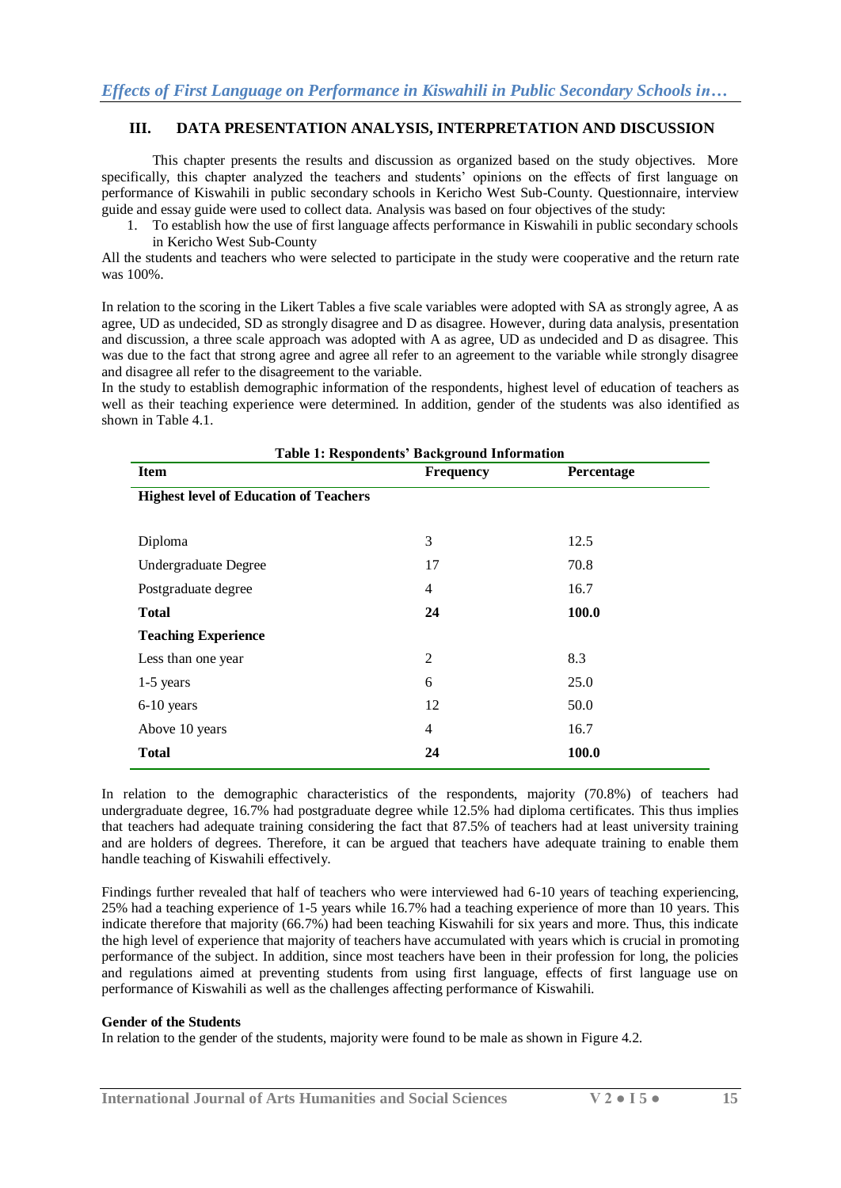## III. DATA PRESENTATION ANALYSIS, INTERPRETATION AND DISCUSSION

This chapter presents the results and discussion as organized based on the study objectives. More specifically, this chapter analyzed the teachers and students' opinions on the effects of first language on performance of Kiswahili in public secondary schools in Kericho West Sub-County. Questionnaire, interview guide and essay guide were used to collect data. Analysis was based on four objectives of the study:

1. To establish how the use of first language affects performance in Kiswahili in public secondary schools in Kericho West Sub-County

All the students and teachers who were selected to participate in the study were cooperative and the return rate was 100%.

In relation to the scoring in the Likert Tables a five scale variables were adopted with SA as strongly agree, A as agree, UD as undecided, SD as strongly disagree and D as disagree. However, during data analysis, presentation and discussion, a three scale approach was adopted with A as agree, UD as undecided and D as disagree. This was due to the fact that strong agree and agree all refer to an agreement to the variable while strongly disagree and disagree all refer to the disagreement to the variable.

In the study to establish demographic information of the respondents, highest level of education of teachers as well as their teaching experience were determined. In addition, gender of the students was also identified as shown in Table 4.1.

**Table 1: Respondents' Background Information**

| Item | Frequency | Percentage |
|---|---|---|
| **Highest level of Education of Teachers** | | |
| Diploma | 3 | 12.5 |
| Undergraduate Degree | 17 | 70.8 |
| Postgraduate degree | 4 | 16.7 |
| **Total** | **24** | **100.0** |
| **Teaching Experience** | | |
| Less than one year | 2 | 8.3 |
| 1-5 years | 6 | 25.0 |
| 6-10 years | 12 | 50.0 |
| Above 10 years | 4 | 16.7 |
| **Total** | **24** | **100.0** |

In relation to the demographic characteristics of the respondents, majority (70.8%) of teachers had undergraduate degree, 16.7% had postgraduate degree while 12.5% had diploma certificates. This thus implies that teachers had adequate training considering the fact that 87.5% of teachers had at least university training and are holders of degrees. Therefore, it can be argued that teachers have adequate training to enable them handle teaching of Kiswahili effectively.

Findings further revealed that half of teachers who were interviewed had 6-10 years of teaching experiencing, 25% had a teaching experience of 1-5 years while 16.7% had a teaching experience of more than 10 years. This indicate therefore that majority (66.7%) had been teaching Kiswahili for six years and more. Thus, this indicate the high level of experience that majority of teachers have accumulated with years which is crucial in promoting performance of the subject. In addition, since most teachers have been in their profession for long, the policies and regulations aimed at preventing students from using first language, effects of first language use on performance of Kiswahili as well as the challenges affecting performance of Kiswahili.

**Gender of the Students**

In relation to the gender of the students, majority were found to be male as shown in Figure 4.2.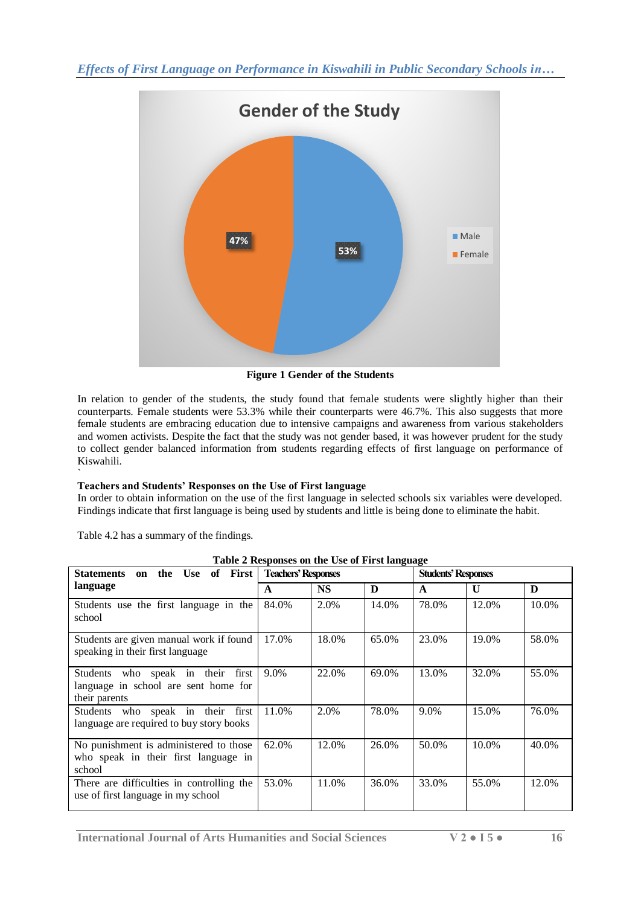Figure 1 Gender of the Students

In relation to gender of the students, the study found that female students were slightly higher than their counterparts. Female students were 53.3% while their counterparts were 46.7%. This also suggests that more female students are embracing education due to intensive campaigns and awareness from various stakeholders and women activists. Despite the fact that the study was not gender based, it was however prudent for the study to collect gender balanced information from students regarding effects of first language on performance of Kiswahili.

**Teachers and Students' Responses on the Use of First language**

In order to obtain information on the use of the first language in selected schools six variables were developed. Findings indicate that first language is being used by students and little is being done to eliminate the habit.

Table 4.2 has a summary of the findings.

**Table 2 Responses on the Use of First language**

| Statements on the Use of First language | Teachers' Responses | | | Students' Responses | | |
|---|---|---|---|---|---|---|
| | A | NS | D | A | U | D |
| Students use the first language in the school | 84.0% | 2.0% | 14.0% | 78.0% | 12.0% | 10.0% |
| Students are given manual work if found speaking in their first language | 17.0% | 18.0% | 65.0% | 23.0% | 19.0% | 58.0% |
| Students who speak in their first language in school are sent home for their parents | 9.0% | 22.0% | 69.0% | 13.0% | 32.0% | 55.0% |
| Students who speak in their first language are required to buy story books | 11.0% | 2.0% | 78.0% | 9.0% | 15.0% | 76.0% |
| No punishment is administered to those who speak in their first language in school | 62.0% | 12.0% | 26.0% | 50.0% | 10.0% | 40.0% |
| There are difficulties in controlling the use of first language in my school | 53.0% | 11.0% | 36.0% | 33.0% | 55.0% | 12.0% |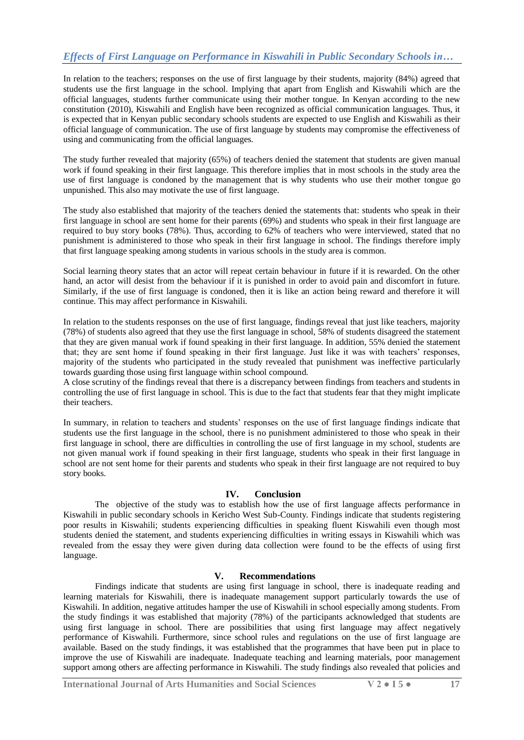In relation to the teachers; responses on the use of first language by their students, majority (84%) agreed that students use the first language in the school. Implying that apart from English and Kiswahili which are the official languages, students further communicate using their mother tongue. In Kenyan according to the new constitution (2010), Kiswahili and English have been recognized as official communication languages. Thus, it is expected that in Kenyan public secondary schools students are expected to use English and Kiswahili as their official language of communication. The use of first language by students may compromise the effectiveness of using and communicating from the official languages.

The study further revealed that majority (65%) of teachers denied the statement that students are given manual work if found speaking in their first language. This therefore implies that in most schools in the study area the use of first language is condoned by the management that is why students who use their mother tongue go unpunished. This also may motivate the use of first language.

The study also established that majority of the teachers denied the statements that: students who speak in their first language in school are sent home for their parents (69%) and students who speak in their first language are required to buy story books (78%). Thus, according to 62% of teachers who were interviewed, stated that no punishment is administered to those who speak in their first language in school. The findings therefore imply that first language speaking among students in various schools in the study area is common.

Social learning theory states that an actor will repeat certain behaviour in future if it is rewarded. On the other hand, an actor will desist from the behaviour if it is punished in order to avoid pain and discomfort in future. Similarly, if the use of first language is condoned, then it is like an action being reward and therefore it will continue. This may affect performance in Kiswahili.

In relation to the students responses on the use of first language, findings reveal that just like teachers, majority (78%) of students also agreed that they use the first language in school, 58% of students disagreed the statement that they are given manual work if found speaking in their first language. In addition, 55% denied the statement that; they are sent home if found speaking in their first language. Just like it was with teachers' responses, majority of the students who participated in the study revealed that punishment was ineffective particularly towards guarding those using first language within school compound.
A close scrutiny of the findings reveal that there is a discrepancy between findings from teachers and students in controlling the use of first language in school. This is due to the fact that students fear that they might implicate their teachers.

In summary, in relation to teachers and students' responses on the use of first language findings indicate that students use the first language in the school, there is no punishment administered to those who speak in their first language in school, there are difficulties in controlling the use of first language in my school, students are not given manual work if found speaking in their first language, students who speak in their first language in school are not sent home for their parents and students who speak in their first language are not required to buy story books.

## IV. Conclusion

The objective of the study was to establish how the use of first language affects performance in Kiswahili in public secondary schools in Kericho West Sub-County. Findings indicate that students registering poor results in Kiswahili; students experiencing difficulties in speaking fluent Kiswahili even though most students denied the statement, and students experiencing difficulties in writing essays in Kiswahili which was revealed from the essay they were given during data collection were found to be the effects of using first language.

## V. Recommendations

Findings indicate that students are using first language in school, there is inadequate reading and learning materials for Kiswahili, there is inadequate management support particularly towards the use of Kiswahili. In addition, negative attitudes hamper the use of Kiswahili in school especially among students. From the study findings it was established that majority (78%) of the participants acknowledged that students are using first language in school. There are possibilities that using first language may affect negatively performance of Kiswahili. Furthermore, since school rules and regulations on the use of first language are available. Based on the study findings, it was established that the programmes that have been put in place to improve the use of Kiswahili are inadequate. Inadequate teaching and learning materials, poor management support among others are affecting performance in Kiswahili. The study findings also revealed that policies and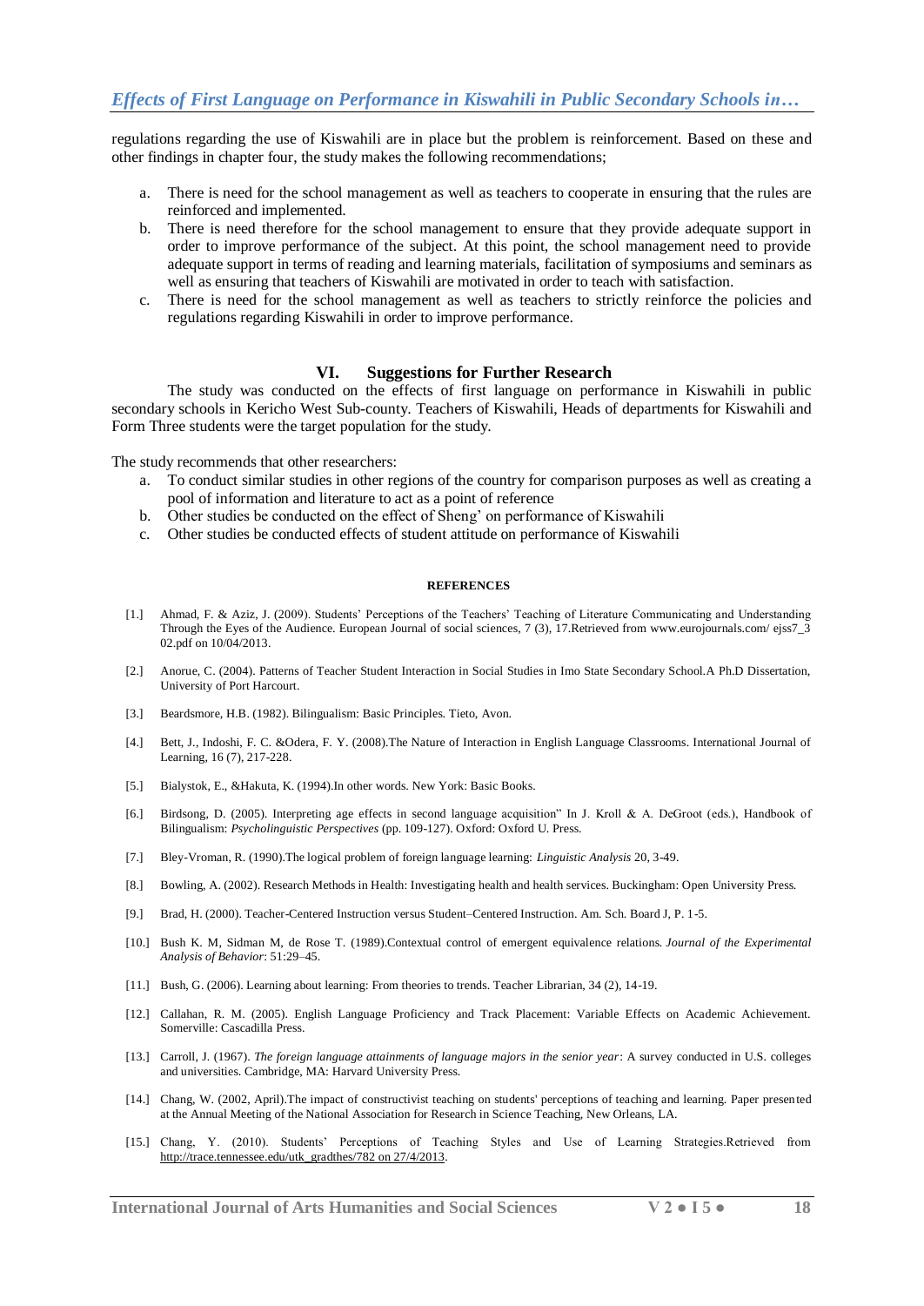regulations regarding the use of Kiswahili are in place but the problem is reinforcement. Based on these and other findings in chapter four, the study makes the following recommendations;

a. There is need for the school management as well as teachers to cooperate in ensuring that the rules are reinforced and implemented.
b. There is need therefore for the school management to ensure that they provide adequate support in order to improve performance of the subject. At this point, the school management need to provide adequate support in terms of reading and learning materials, facilitation of symposiums and seminars as well as ensuring that teachers of Kiswahili are motivated in order to teach with satisfaction.
c. There is need for the school management as well as teachers to strictly reinforce the policies and regulations regarding Kiswahili in order to improve performance.

## VI. Suggestions for Further Research

The study was conducted on the effects of first language on performance in Kiswahili in public secondary schools in Kericho West Sub-county. Teachers of Kiswahili, Heads of departments for Kiswahili and Form Three students were the target population for the study.

The study recommends that other researchers:

a. To conduct similar studies in other regions of the country for comparison purposes as well as creating a pool of information and literature to act as a point of reference
b. Other studies be conducted on the effect of Sheng' on performance of Kiswahili
c. Other studies be conducted effects of student attitude on performance of Kiswahili

## REFERENCES

[1.] Ahmad, F. & Aziz, J. (2009). Students' Perceptions of the Teachers' Teaching of Literature Communicating and Understanding Through the Eyes of the Audience. European Journal of social sciences, 7 (3), 17.Retrieved from www.eurojournals.com/ ejss7_3 02.pdf on 10/04/2013.

[2.] Anorue, C. (2004). Patterns of Teacher Student Interaction in Social Studies in Imo State Secondary School.A Ph.D Dissertation, University of Port Harcourt.

[3.] Beardsmore, H.B. (1982). Bilingualism: Basic Principles. Tieto, Avon.

[4.] Bett, J., Indoshi, F. C. &Odera, F. Y. (2008).The Nature of Interaction in English Language Classrooms. International Journal of Learning, 16 (7), 217-228.

[5.] Bialystok, E., &Hakuta, K. (1994).In other words. New York: Basic Books.

[6.] Birdsong, D. (2005). Interpreting age effects in second language acquisition" In J. Kroll & A. DeGroot (eds.), Handbook of Bilingualism: *Psycholinguistic Perspectives* (pp. 109-127). Oxford: Oxford U. Press.

[7.] Bley-Vroman, R. (1990).The logical problem of foreign language learning: *Linguistic Analysis* 20, 3-49.

[8.] Bowling, A. (2002). Research Methods in Health: Investigating health and health services. Buckingham: Open University Press.

[9.] Brad, H. (2000). Teacher-Centered Instruction versus Student–Centered Instruction. Am. Sch. Board J, P. 1-5.

[10.] Bush K. M, Sidman M, de Rose T. (1989).Contextual control of emergent equivalence relations. *Journal of the Experimental Analysis of Behavior*: 51:29–45.

[11.] Bush, G. (2006). Learning about learning: From theories to trends. Teacher Librarian, 34 (2), 14-19.

[12.] Callahan, R. M. (2005). English Language Proficiency and Track Placement: Variable Effects on Academic Achievement. Somerville: Cascadilla Press.

[13.] Carroll, J. (1967). *The foreign language attainments of language majors in the senior year*: A survey conducted in U.S. colleges and universities. Cambridge, MA: Harvard University Press.

[14.] Chang, W. (2002, April).The impact of constructivist teaching on students' perceptions of teaching and learning. Paper presented at the Annual Meeting of the National Association for Research in Science Teaching, New Orleans, LA.

[15.] Chang, Y. (2010). Students' Perceptions of Teaching Styles and Use of Learning Strategies.Retrieved from http://trace.tennessee.edu/utk_gradthes/782 on 27/4/2013.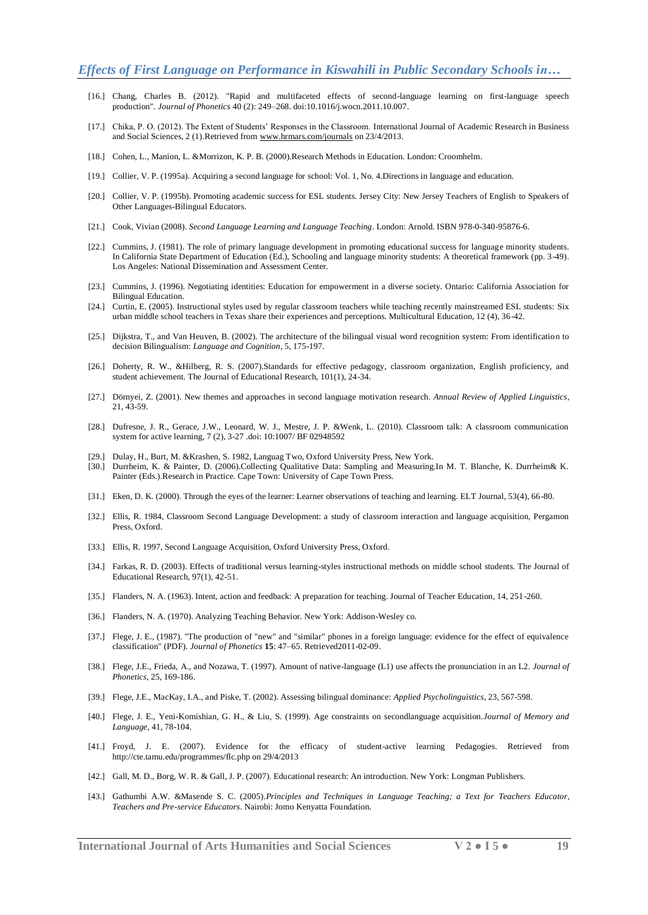[16.] Chang, Charles B. (2012). "Rapid and multifaceted effects of second-language learning on first-language speech production". *Journal of Phonetics* 40 (2): 249–268. doi:10.1016/j.wocn.2011.10.007.

[17.] Chika, P. O. (2012). The Extent of Students' Responses in the Classroom. International Journal of Academic Research in Business and Social Sciences, 2 (1).Retrieved from www.hrmars.com/journals on 23/4/2013.

[18.] Cohen, L., Manion, L. &Morrizon, K. P. B. (2000).Research Methods in Education. London: Croomhelm.

[19.] Collier, V. P. (1995a). Acquiring a second language for school: Vol. 1, No. 4.Directions in language and education.

[20.] Collier, V. P. (1995b). Promoting academic success for ESL students. Jersey City: New Jersey Teachers of English to Speakers of Other Languages-Bilingual Educators.

[21.] Cook, Vivian (2008). *Second Language Learning and Language Teaching*. London: Arnold. ISBN 978-0-340-95876-6.

[22.] Cummins, J. (1981). The role of primary language development in promoting educational success for language minority students. In California State Department of Education (Ed.), Schooling and language minority students: A theoretical framework (pp. 3-49). Los Angeles: National Dissemination and Assessment Center.

[23.] Cummins, J. (1996). Negotiating identities: Education for empowerment in a diverse society. Ontario: California Association for Bilingual Education.

[24.] Curtin, E. (2005). Instructional styles used by regular classroom teachers while teaching recently mainstreamed ESL students: Six urban middle school teachers in Texas share their experiences and perceptions. Multicultural Education, 12 (4), 36-42.

[25.] Dijkstra, T., and Van Heuven, B. (2002). The architecture of the bilingual visual word recognition system: From identification to decision Bilingualism: *Language and Cognition*, 5, 175-197.

[26.] Doherty, R. W., &Hilberg, R. S. (2007).Standards for effective pedagogy, classroom organization, English proficiency, and student achievement. The Journal of Educational Research, 101(1), 24-34.

[27.] Dörnyei, Z. (2001). New themes and approaches in second language motivation research. *Annual Review of Applied Linguistics*, 21, 43-59.

[28.] Dufresne, J. R., Gerace, J.W., Leonard, W. J., Mestre, J. P. &Wenk, L. (2010). Classroom talk: A classroom communication system for active learning, 7 (2), 3-27 .doi: 10:1007/ BF 02948592

[29.] Dulay, H., Burt, M. &Krashen, S. 1982, Languag Two, Oxford University Press, New York.

[30.] Durrheim, K. & Painter, D. (2006).Collecting Qualitative Data: Sampling and Measuring.In M. T. Blanche, K. Durrheim& K. Painter (Eds.).Research in Practice. Cape Town: University of Cape Town Press.

[31.] Eken, D. K. (2000). Through the eyes of the learner: Learner observations of teaching and learning. ELT Journal, 53(4), 66-80.

[32.] Ellis, R. 1984, Classroom Second Language Development: a study of classroom interaction and language acquisition, Pergamon Press, Oxford.

[33.] Ellis, R. 1997, Second Language Acquisition, Oxford University Press, Oxford.

[34.] Farkas, R. D. (2003). Effects of traditional versus learning-styles instructional methods on middle school students. The Journal of Educational Research, 97(1), 42-51.

[35.] Flanders, N. A. (1963). Intent, action and feedback: A preparation for teaching. Journal of Teacher Education, 14, 251-260.

[36.] Flanders, N. A. (1970). Analyzing Teaching Behavior. New York: Addison-Wesley co.

[37.] Flege, J. E., (1987). "The production of "new" and "similar" phones in a foreign language: evidence for the effect of equivalence classification" (PDF). *Journal of Phonetics* **15**: 47–65. Retrieved2011-02-09.

[38.] Flege, J.E., Frieda, A., and Nozawa, T. (1997). Amount of native-language (L1) use affects the pronunciation in an L2. *Journal of Phonetics*, 25, 169-186.

[39.] Flege, J.E., MacKay, I.A., and Piske, T. (2002). Assessing bilingual dominance: *Applied Psycholinguistics*, 23, 567-598.

[40.] Flege, J. E., Yeni-Komishian, G. H., & Liu, S. (1999). Age constraints on secondlanguage acquisition.*Journal of Memory and Language*, 41, 78-104.

[41.] Froyd, J. E. (2007). Evidence for the efficacy of student-active learning Pedagogies. Retrieved from http://cte.tamu.edu/programmes/flc.php on 29/4/2013

[42.] Gall, M. D., Borg, W. R. & Gall, J. P. (2007). Educational research: An introduction. New York: Longman Publishers.

[43.] Gathumbi A.W. &Masende S. C. (2005).*Principles and Techniques in Language Teaching; a Text for Teachers Educator, Teachers and Pre-service Educators*. Nairobi: Jomo Kenyatta Foundation.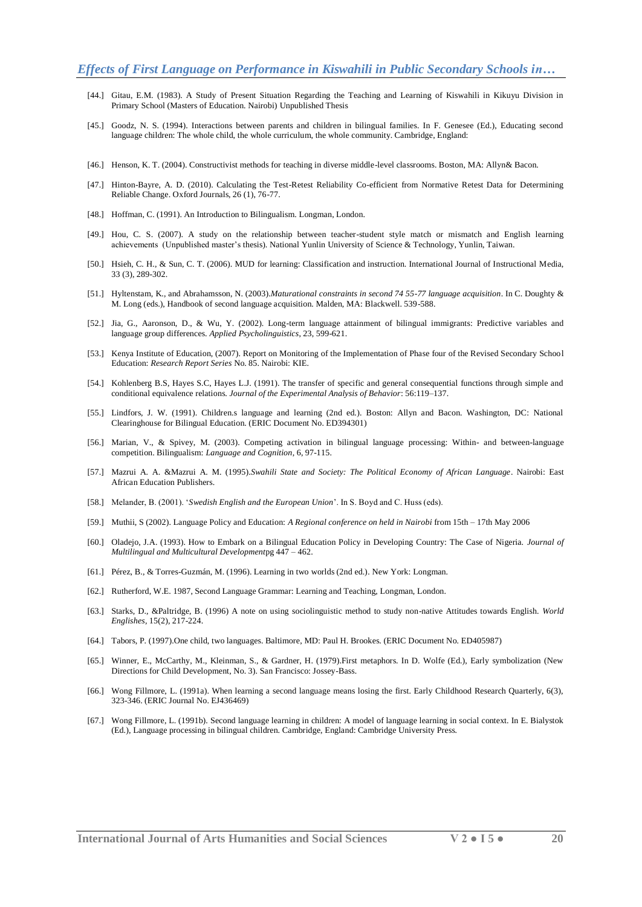[44.] Gitau, E.M. (1983). A Study of Present Situation Regarding the Teaching and Learning of Kiswahili in Kikuyu Division in Primary School (Masters of Education. Nairobi) Unpublished Thesis

[45.] Goodz, N. S. (1994). Interactions between parents and children in bilingual families. In F. Genesee (Ed.), Educating second language children: The whole child, the whole curriculum, the whole community. Cambridge, England:

[46.] Henson, K. T. (2004). Constructivist methods for teaching in diverse middle-level classrooms. Boston, MA: Allyn& Bacon.

[47.] Hinton-Bayre, A. D. (2010). Calculating the Test-Retest Reliability Co-efficient from Normative Retest Data for Determining Reliable Change. Oxford Journals, 26 (1), 76-77.

[48.] Hoffman, C. (1991). An Introduction to Bilingualism. Longman, London.

[49.] Hou, C. S. (2007). A study on the relationship between teacher-student style match or mismatch and English learning achievements (Unpublished master's thesis). National Yunlin University of Science & Technology, Yunlin, Taiwan.

[50.] Hsieh, C. H., & Sun, C. T. (2006). MUD for learning: Classification and instruction. International Journal of Instructional Media, 33 (3), 289-302.

[51.] Hyltenstam, K., and Abrahamsson, N. (2003).*Maturational constraints in second 74 55-77 language acquisition*. In C. Doughty & M. Long (eds.), Handbook of second language acquisition. Malden, MA: Blackwell. 539-588.

[52.] Jia, G., Aaronson, D., & Wu, Y. (2002). Long-term language attainment of bilingual immigrants: Predictive variables and language group differences. *Applied Psycholinguistics*, 23, 599-621.

[53.] Kenya Institute of Education, (2007). Report on Monitoring of the Implementation of Phase four of the Revised Secondary School Education: *Research Report Series* No. 85. Nairobi: KIE.

[54.] Kohlenberg B.S, Hayes S.C, Hayes L.J. (1991). The transfer of specific and general consequential functions through simple and conditional equivalence relations. *Journal of the Experimental Analysis of Behavior*: 56:119–137.

[55.] Lindfors, J. W. (1991). Children.s language and learning (2nd ed.). Boston: Allyn and Bacon. Washington, DC: National Clearinghouse for Bilingual Education. (ERIC Document No. ED394301)

[56.] Marian, V., & Spivey, M. (2003). Competing activation in bilingual language processing: Within- and between-language competition. Bilingualism: *Language and Cognition*, 6, 97-115.

[57.] Mazrui A. A. &Mazrui A. M. (1995).*Swahili State and Society: The Political Economy of African Language*. Nairobi: East African Education Publishers.

[58.] Melander, B. (2001). '*Swedish English and the European Union*'. In S. Boyd and C. Huss (eds).

[59.] Muthii, S (2002). Language Policy and Education: *A Regional conference on held in Nairobi* from 15th – 17th May 2006

[60.] Oladejo, J.A. (1993). How to Embark on a Bilingual Education Policy in Developing Country: The Case of Nigeria. *Journal of Multilingual and Multicultural Development*pg 447 – 462.

[61.] Pérez, B., & Torres-Guzmán, M. (1996). Learning in two worlds (2nd ed.). New York: Longman.

[62.] Rutherford, W.E. 1987, Second Language Grammar: Learning and Teaching, Longman, London.

[63.] Starks, D., &Paltridge, B. (1996) A note on using sociolinguistic method to study non-native Attitudes towards English. *World Englishes*, 15(2), 217-224.

[64.] Tabors, P. (1997).One child, two languages. Baltimore, MD: Paul H. Brookes. (ERIC Document No. ED405987)

[65.] Winner, E., McCarthy, M., Kleinman, S., & Gardner, H. (1979).First metaphors. In D. Wolfe (Ed.), Early symbolization (New Directions for Child Development, No. 3). San Francisco: Jossey-Bass.

[66.] Wong Fillmore, L. (1991a). When learning a second language means losing the first. Early Childhood Research Quarterly, 6(3), 323-346. (ERIC Journal No. EJ436469)

[67.] Wong Fillmore, L. (1991b). Second language learning in children: A model of language learning in social context. In E. Bialystok (Ed.), Language processing in bilingual children. Cambridge, England: Cambridge University Press.